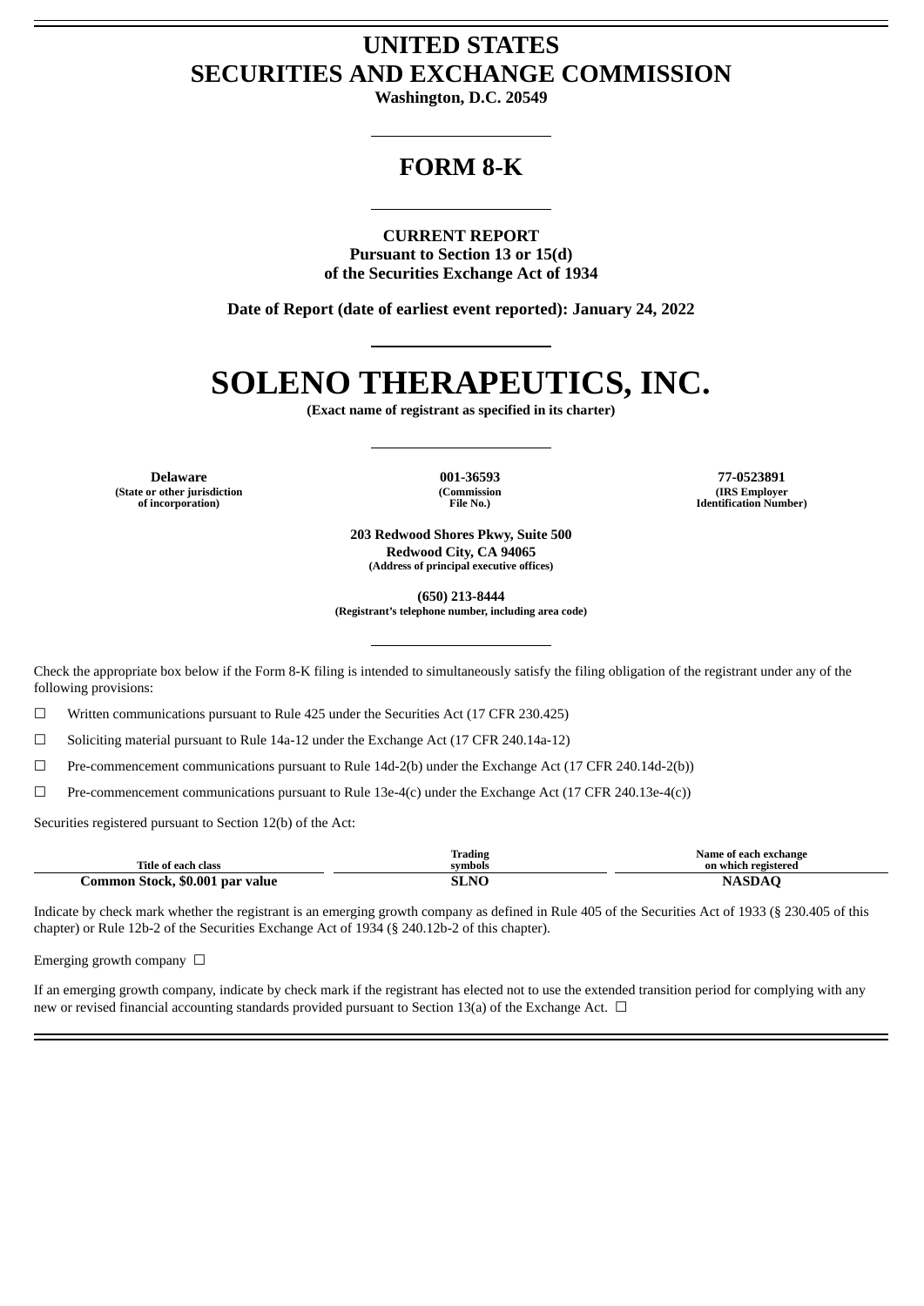# UNITED STATES
# SECURITIES AND EXCHANGE COMMISSION

**Washington, D.C. 20549**

## FORM 8-K

**CURRENT REPORT**
**Pursuant to Section 13 or 15(d)**
**of the Securities Exchange Act of 1934**

**Date of Report (date of earliest event reported): January 24, 2022**

# SOLENO THERAPEUTICS, INC.

**(Exact name of registrant as specified in its charter)**

| Delaware | 001-36593 | 77-0523891 |
|---|---|---|
| (State or other jurisdiction of incorporation) | (Commission File No.) | (IRS Employer Identification Number) |

**203 Redwood Shores Pkwy, Suite 500**
**Redwood City, CA 94065**
**(Address of principal executive offices)**

**(650) 213-8444**
**(Registrant's telephone number, including area code)**

Check the appropriate box below if the Form 8-K filing is intended to simultaneously satisfy the filing obligation of the registrant under any of the following provisions:

☐ Written communications pursuant to Rule 425 under the Securities Act (17 CFR 230.425)

☐ Soliciting material pursuant to Rule 14a-12 under the Exchange Act (17 CFR 240.14a-12)

☐ Pre-commencement communications pursuant to Rule 14d-2(b) under the Exchange Act (17 CFR 240.14d-2(b))

☐ Pre-commencement communications pursuant to Rule 13e-4(c) under the Exchange Act (17 CFR 240.13e-4(c))

Securities registered pursuant to Section 12(b) of the Act:

| Title of each class | Trading symbols | Name of each exchange on which registered |
|---|---|---|
| **Common Stock, $0.001 par value** | **SLNO** | **NASDAQ** |

Indicate by check mark whether the registrant is an emerging growth company as defined in Rule 405 of the Securities Act of 1933 (§ 230.405 of this chapter) or Rule 12b-2 of the Securities Exchange Act of 1934 (§ 240.12b-2 of this chapter).

Emerging growth company ☐

If an emerging growth company, indicate by check mark if the registrant has elected not to use the extended transition period for complying with any new or revised financial accounting standards provided pursuant to Section 13(a) of the Exchange Act. ☐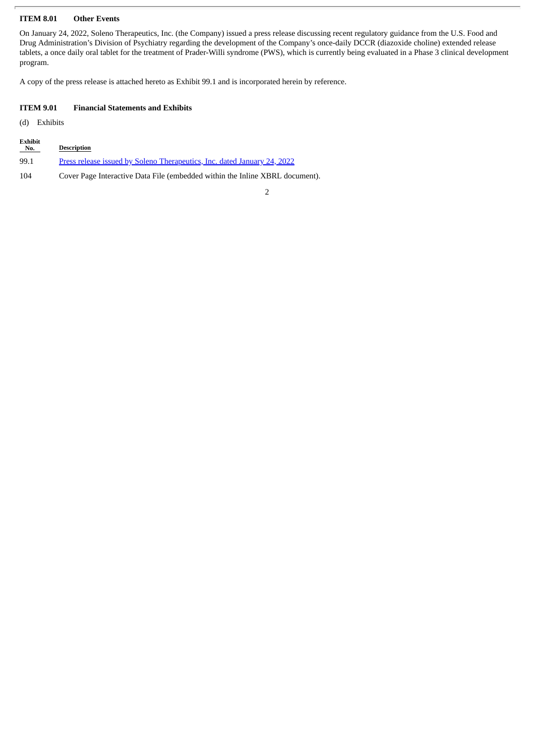## ITEM 8.01 Other Events

On January 24, 2022, Soleno Therapeutics, Inc. (the Company) issued a press release discussing recent regulatory guidance from the U.S. Food and Drug Administration's Division of Psychiatry regarding the development of the Company's once-daily DCCR (diazoxide choline) extended release tablets, a once daily oral tablet for the treatment of Prader-Willi syndrome (PWS), which is currently being evaluated in a Phase 3 clinical development program.

A copy of the press release is attached hereto as Exhibit 99.1 and is incorporated herein by reference.

## ITEM 9.01 Financial Statements and Exhibits

(d) Exhibits

| Exhibit No. | Description |
| --- | --- |
| 99.1 | Press release issued by Soleno Therapeutics, Inc. dated January 24, 2022 |
| 104 | Cover Page Interactive Data File (embedded within the Inline XBRL document). |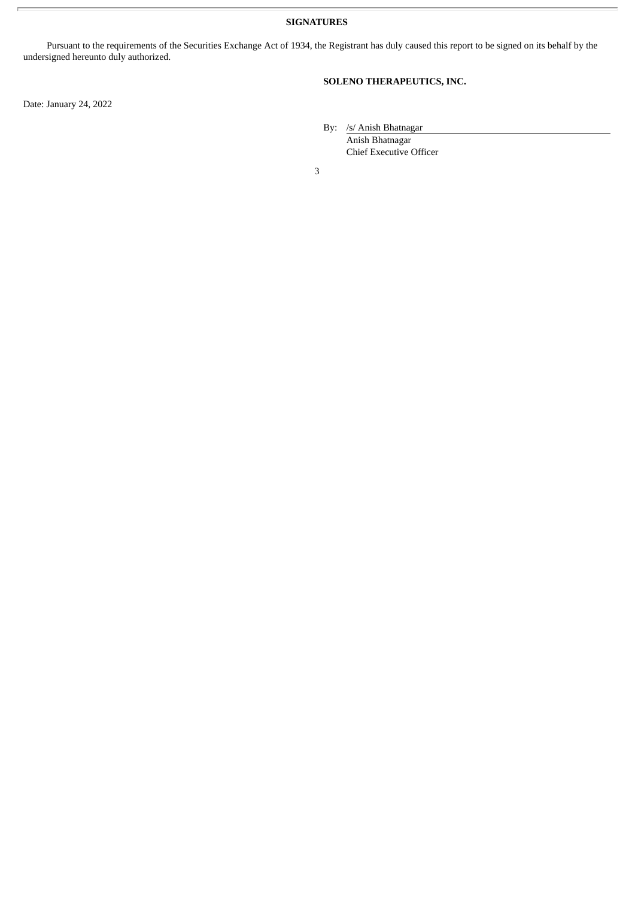**SIGNATURES**

Pursuant to the requirements of the Securities Exchange Act of 1934, the Registrant has duly caused this report to be signed on its behalf by the undersigned hereunto duly authorized.

**SOLENO THERAPEUTICS, INC.**

Date: January 24, 2022

By: /s/ Anish Bhatnagar
Anish Bhatnagar
Chief Executive Officer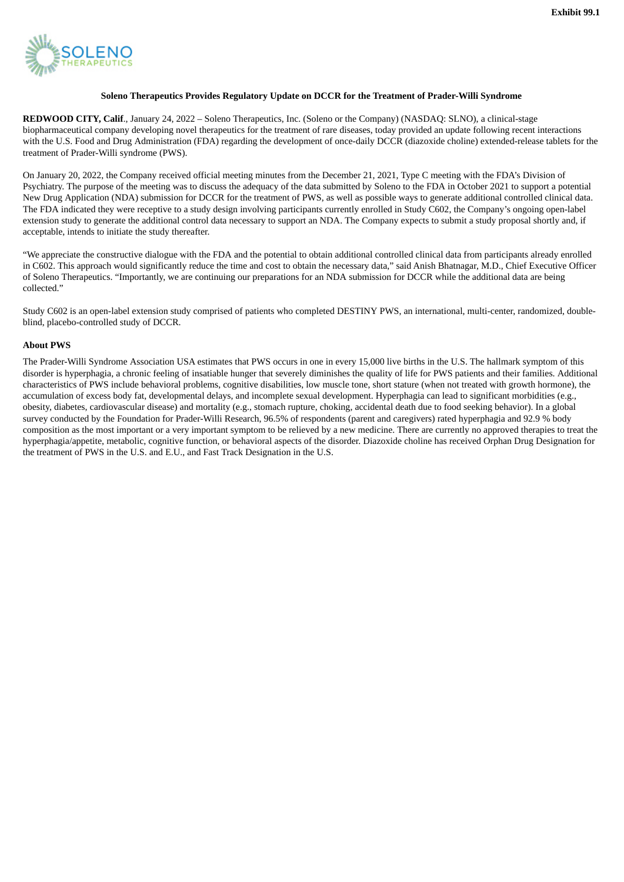Exhibit 99.1

**Soleno Therapeutics Provides Regulatory Update on DCCR for the Treatment of Prader-Willi Syndrome**

**REDWOOD CITY, Calif**., January 24, 2022 – Soleno Therapeutics, Inc. (Soleno or the Company) (NASDAQ: SLNO), a clinical-stage biopharmaceutical company developing novel therapeutics for the treatment of rare diseases, today provided an update following recent interactions with the U.S. Food and Drug Administration (FDA) regarding the development of once-daily DCCR (diazoxide choline) extended-release tablets for the treatment of Prader-Willi syndrome (PWS).

On January 20, 2022, the Company received official meeting minutes from the December 21, 2021, Type C meeting with the FDA's Division of Psychiatry. The purpose of the meeting was to discuss the adequacy of the data submitted by Soleno to the FDA in October 2021 to support a potential New Drug Application (NDA) submission for DCCR for the treatment of PWS, as well as possible ways to generate additional controlled clinical data. The FDA indicated they were receptive to a study design involving participants currently enrolled in Study C602, the Company's ongoing open-label extension study to generate the additional control data necessary to support an NDA. The Company expects to submit a study proposal shortly and, if acceptable, intends to initiate the study thereafter.

"We appreciate the constructive dialogue with the FDA and the potential to obtain additional controlled clinical data from participants already enrolled in C602. This approach would significantly reduce the time and cost to obtain the necessary data," said Anish Bhatnagar, M.D., Chief Executive Officer of Soleno Therapeutics. "Importantly, we are continuing our preparations for an NDA submission for DCCR while the additional data are being collected."

Study C602 is an open-label extension study comprised of patients who completed DESTINY PWS, an international, multi-center, randomized, double-blind, placebo-controlled study of DCCR.

**About PWS**

The Prader-Willi Syndrome Association USA estimates that PWS occurs in one in every 15,000 live births in the U.S. The hallmark symptom of this disorder is hyperphagia, a chronic feeling of insatiable hunger that severely diminishes the quality of life for PWS patients and their families. Additional characteristics of PWS include behavioral problems, cognitive disabilities, low muscle tone, short stature (when not treated with growth hormone), the accumulation of excess body fat, developmental delays, and incomplete sexual development. Hyperphagia can lead to significant morbidities (e.g., obesity, diabetes, cardiovascular disease) and mortality (e.g., stomach rupture, choking, accidental death due to food seeking behavior). In a global survey conducted by the Foundation for Prader-Willi Research, 96.5% of respondents (parent and caregivers) rated hyperphagia and 92.9 % body composition as the most important or a very important symptom to be relieved by a new medicine. There are currently no approved therapies to treat the hyperphagia/appetite, metabolic, cognitive function, or behavioral aspects of the disorder. Diazoxide choline has received Orphan Drug Designation for the treatment of PWS in the U.S. and E.U., and Fast Track Designation in the U.S.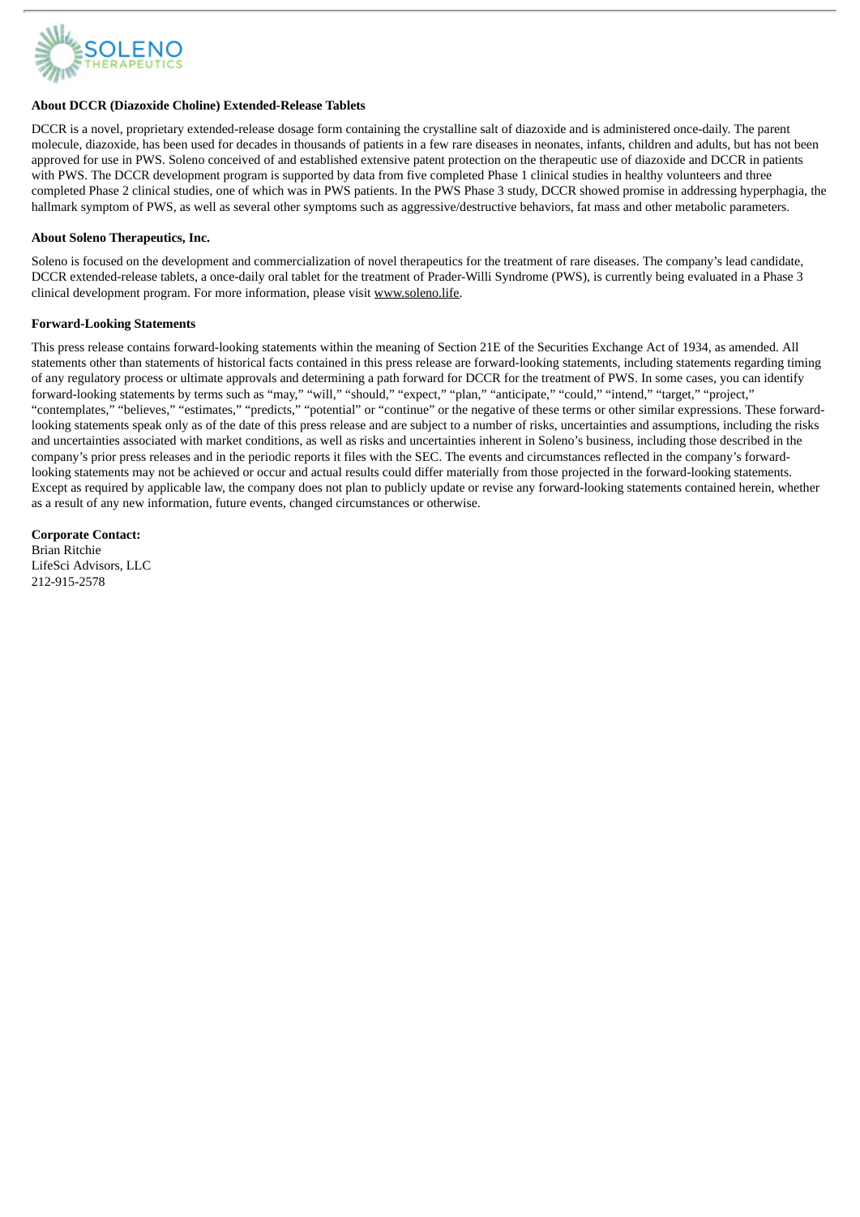**About DCCR (Diazoxide Choline) Extended-Release Tablets**

DCCR is a novel, proprietary extended-release dosage form containing the crystalline salt of diazoxide and is administered once-daily. The parent molecule, diazoxide, has been used for decades in thousands of patients in a few rare diseases in neonates, infants, children and adults, but has not been approved for use in PWS. Soleno conceived of and established extensive patent protection on the therapeutic use of diazoxide and DCCR in patients with PWS. The DCCR development program is supported by data from five completed Phase 1 clinical studies in healthy volunteers and three completed Phase 2 clinical studies, one of which was in PWS patients. In the PWS Phase 3 study, DCCR showed promise in addressing hyperphagia, the hallmark symptom of PWS, as well as several other symptoms such as aggressive/destructive behaviors, fat mass and other metabolic parameters.

**About Soleno Therapeutics, Inc.**

Soleno is focused on the development and commercialization of novel therapeutics for the treatment of rare diseases. The company's lead candidate, DCCR extended-release tablets, a once-daily oral tablet for the treatment of Prader-Willi Syndrome (PWS), is currently being evaluated in a Phase 3 clinical development program. For more information, please visit www.soleno.life.

**Forward-Looking Statements**

This press release contains forward-looking statements within the meaning of Section 21E of the Securities Exchange Act of 1934, as amended. All statements other than statements of historical facts contained in this press release are forward-looking statements, including statements regarding timing of any regulatory process or ultimate approvals and determining a path forward for DCCR for the treatment of PWS. In some cases, you can identify forward-looking statements by terms such as "may," "will," "should," "expect," "plan," "anticipate," "could," "intend," "target," "project," "contemplates," "believes," "estimates," "predicts," "potential" or "continue" or the negative of these terms or other similar expressions. These forward-looking statements speak only as of the date of this press release and are subject to a number of risks, uncertainties and assumptions, including the risks and uncertainties associated with market conditions, as well as risks and uncertainties inherent in Soleno's business, including those described in the company's prior press releases and in the periodic reports it files with the SEC. The events and circumstances reflected in the company's forward-looking statements may not be achieved or occur and actual results could differ materially from those projected in the forward-looking statements. Except as required by applicable law, the company does not plan to publicly update or revise any forward-looking statements contained herein, whether as a result of any new information, future events, changed circumstances or otherwise.

**Corporate Contact:**
Brian Ritchie
LifeSci Advisors, LLC
212-915-2578